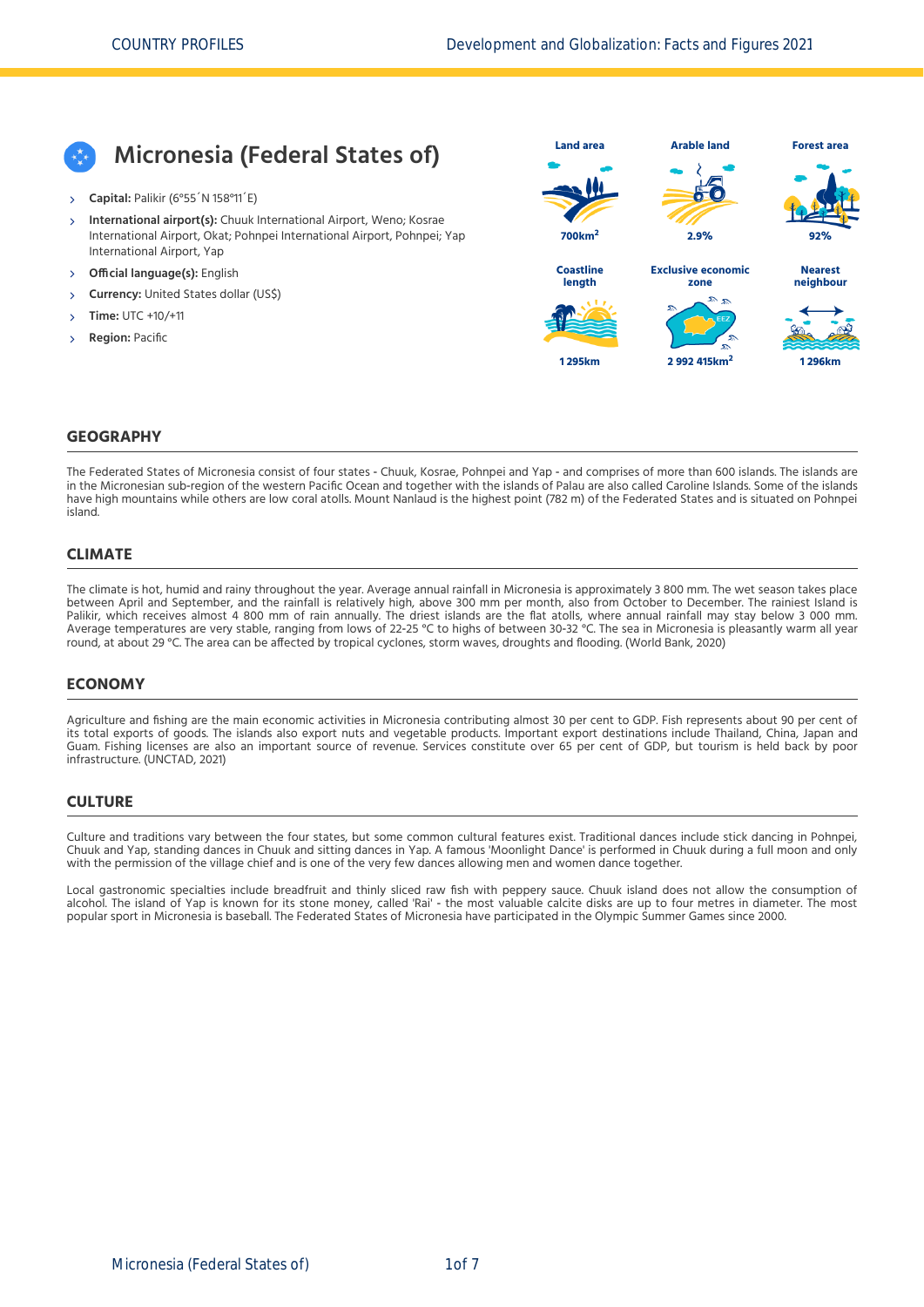# Micronesia (Federal States of)

- **Capital:** Palikir (6°55´N 158°11´E)
- **International airport(s):** Chuuk International Airport, Weno; Kosrae International Airport, Okat; Pohnpei International Airport, Pohnpei; Yap International Airport, Yap
- **Official language(s):** English
- **Currency:** United States dollar (US$)
- **Time:** UTC +10/+11
- **Region:** Pacific

| Land area | Arable land | Forest area |
|---|---|---|
| 700km$^2$ | 2.9% | 92% |

| Coastline length | Exclusive economic zone | Nearest neighbour |
|---|---|---|
| 1 295km | 2 992 415km$^2$ | 1 296km |

## GEOGRAPHY

The Federated States of Micronesia consist of four states - Chuuk, Kosrae, Pohnpei and Yap - and comprises of more than 600 islands. The islands are in the Micronesian sub-region of the western Pacific Ocean and together with the islands of Palau are also called Caroline Islands. Some of the islands have high mountains while others are low coral atolls. Mount Nanlaud is the highest point (782 m) of the Federated States and is situated on Pohnpei island.

## CLIMATE

The climate is hot, humid and rainy throughout the year. Average annual rainfall in Micronesia is approximately 3 800 mm. The wet season takes place between April and September, and the rainfall is relatively high, above 300 mm per month, also from October to December. The rainiest Island is Palikir, which receives almost 4 800 mm of rain annually. The driest islands are the flat atolls, where annual rainfall may stay below 3 000 mm. Average temperatures are very stable, ranging from lows of 22-25 °C to highs of between 30-32 °C. The sea in Micronesia is pleasantly warm all year round, at about 29 °C. The area can be affected by tropical cyclones, storm waves, droughts and flooding. (World Bank, 2020)

## ECONOMY

Agriculture and fishing are the main economic activities in Micronesia contributing almost 30 per cent to GDP. Fish represents about 90 per cent of its total exports of goods. The islands also export nuts and vegetable products. Important export destinations include Thailand, China, Japan and Guam. Fishing licenses are also an important source of revenue. Services constitute over 65 per cent of GDP, but tourism is held back by poor infrastructure. (UNCTAD, 2021)

## CULTURE

Culture and traditions vary between the four states, but some common cultural features exist. Traditional dances include stick dancing in Pohnpei, Chuuk and Yap, standing dances in Chuuk and sitting dances in Yap. A famous 'Moonlight Dance' is performed in Chuuk during a full moon and only with the permission of the village chief and is one of the very few dances allowing men and women dance together.

Local gastronomic specialties include breadfruit and thinly sliced raw fish with peppery sauce. Chuuk island does not allow the consumption of alcohol. The island of Yap is known for its stone money, called 'Rai' - the most valuable calcite disks are up to four metres in diameter. The most popular sport in Micronesia is baseball. The Federated States of Micronesia have participated in the Olympic Summer Games since 2000.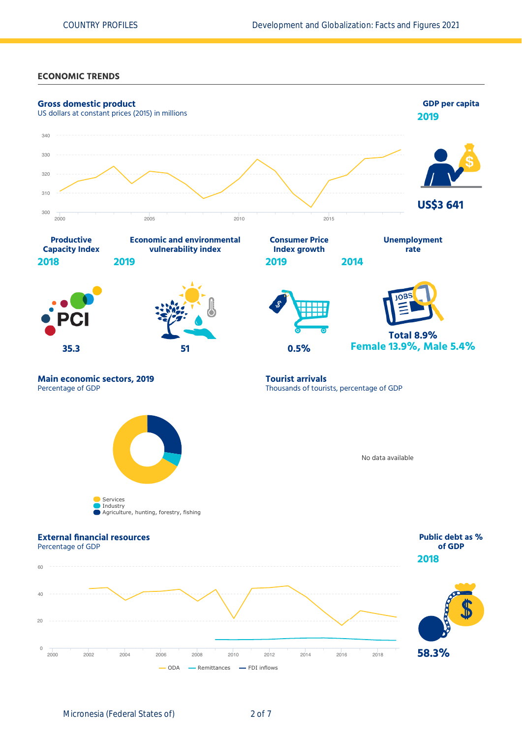## ECONOMIC TRENDS

### Gross domestic product

US dollars at constant prices (2015) in millions

### GDP per capita

**2019**

**US$3 641**

### Productive Capacity Index

**2018**

**35.3**

### Economic and environmental vulnerability index

**2019**

**51**

### Consumer Price Index growth

**2019**

**0.5%**

### Unemployment rate

**2014**

**Total 8.9%**

**Female 13.9%, Male 5.4%**

### Main economic sectors, 2019

Percentage of GDP

- Services
- Industry
- Agriculture, hunting, forestry, fishing

### Tourist arrivals

Thousands of tourists, percentage of GDP

No data available

### External financial resources

Percentage of GDP

- ODA
- Remittances
- FDI inflows

### Public debt as % of GDP

**2018**

**58.3%**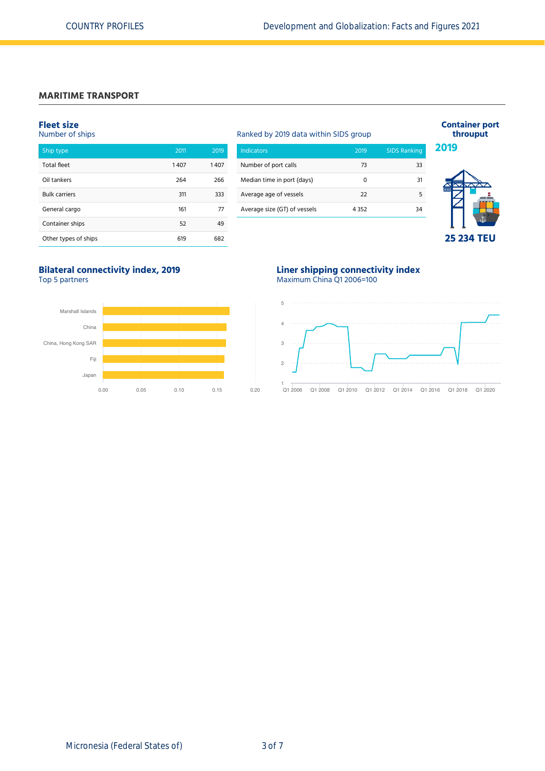## MARITIME TRANSPORT

### Fleet size

Number of ships

| Ship type | 2011 | 2019 |
|---|---|---|
| Total fleet | 1 407 | 1 407 |
| Oil tankers | 264 | 266 |
| Bulk carriers | 311 | 333 |
| General cargo | 161 | 77 |
| Container ships | 52 | 49 |
| Other types of ships | 619 | 682 |

Ranked by 2019 data within SIDS group

| Indicators | 2019 | SIDS Ranking |
|---|---|---|
| Number of port calls | 73 | 33 |
| Median time in port (days) | 0 | 31 |
| Average age of vessels | 22 | 5 |
| Average size (GT) of vessels | 4 352 | 34 |

### Container port throuput

**2019**

**25 234 TEU**

### Bilateral connectivity index, 2019

Top 5 partners

Marshall Islands, China, China, Hong Kong SAR, Fiji, Japan

0.00 0.05 0.10 0.15 0.20

### Liner shipping connectivity index

Maximum China Q1 2006=100

Q1 2006, Q1 2008, Q1 2010, Q1 2012, Q1 2014, Q1 2016, Q1 2018, Q1 2020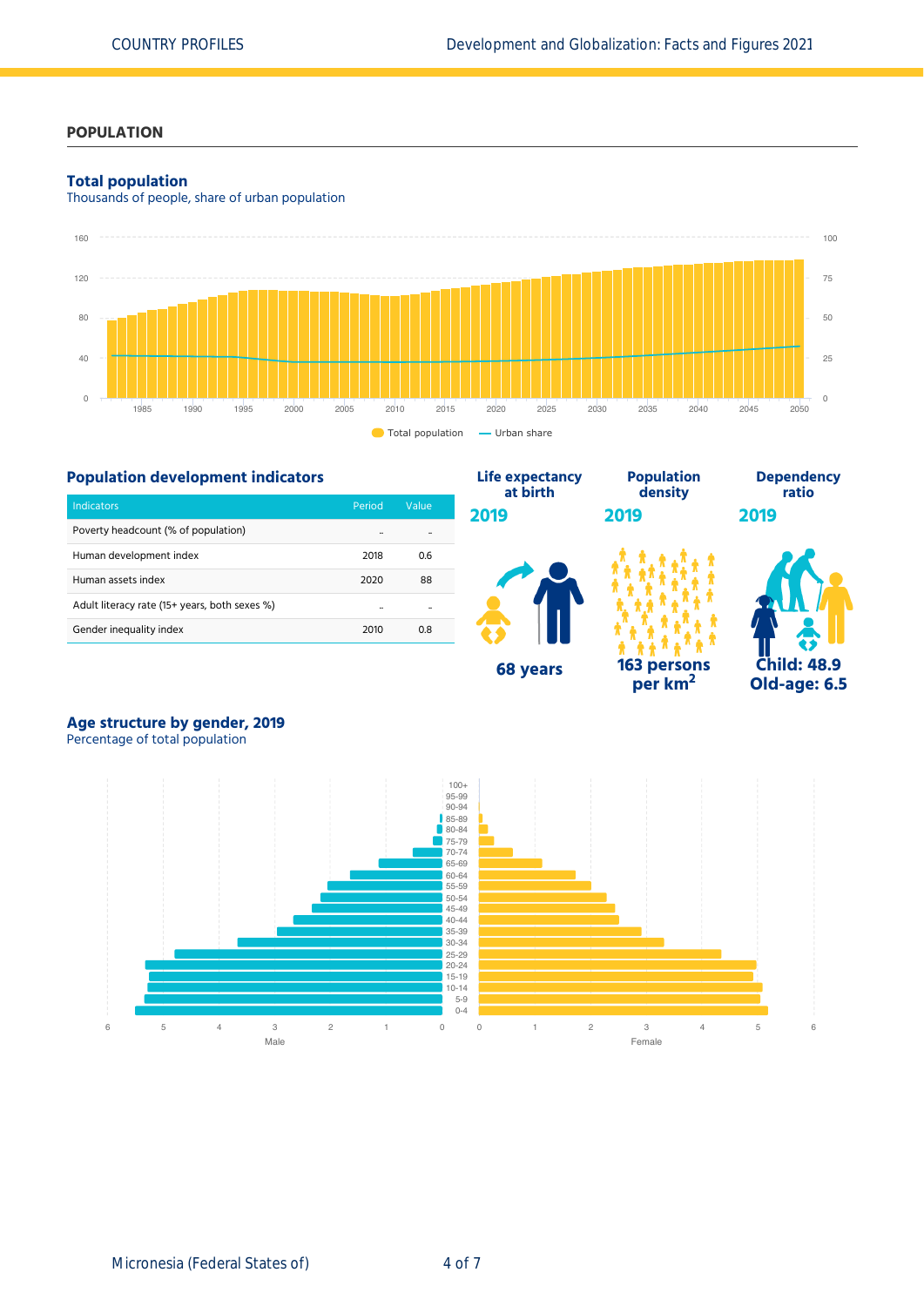## POPULATION

### Total population

Thousands of people, share of urban population

Total population — Urban share

### Population development indicators

| Indicators | Period | Value |
|---|---|---|
| Poverty headcount (% of population) | .. | .. |
| Human development index | 2018 | 0.6 |
| Human assets index | 2020 | 88 |
| Adult literacy rate (15+ years, both sexes %) | .. | .. |
| Gender inequality index | 2010 | 0.8 |

**Life expectancy at birth**

**2019**

**68 years**

**Population density**

**2019**

**163 persons per km²**

**Dependency ratio**

**2019**

**Child: 48.9**
**Old-age: 6.5**

### Age structure by gender, 2019

Percentage of total population

Male — Female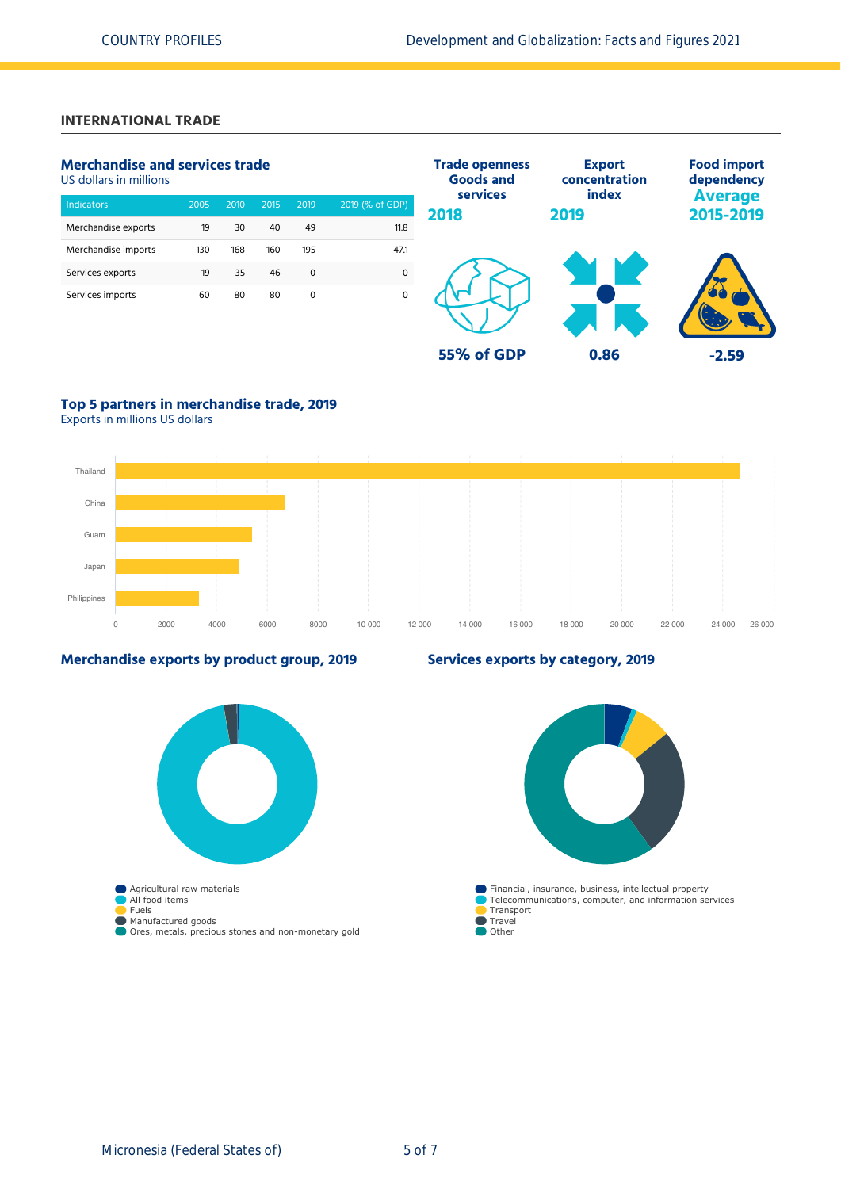## INTERNATIONAL TRADE

### Merchandise and services trade
US dollars in millions

| Indicators | 2005 | 2010 | 2015 | 2019 | 2019 (% of GDP) |
|---|---|---|---|---|---|
| Merchandise exports | 19 | 30 | 40 | 49 | 11.8 |
| Merchandise imports | 130 | 168 | 160 | 195 | 47.1 |
| Services exports | 19 | 35 | 46 | 0 | 0 |
| Services imports | 60 | 80 | 80 | 0 | 0 |

**Trade openness Goods and services**
**2018**
**55% of GDP**

**Export concentration index**
**2019**
**0.86**

**Food import dependency**
**Average 2015-2019**
**-2.59**

### Top 5 partners in merchandise trade, 2019
Exports in millions US dollars

Thailand, China, Guam, Japan, Philippines

0, 2000, 4000, 6000, 8000, 10 000, 12 000, 14 000, 16 000, 18 000, 20 000, 22 000, 24 000, 26 000

### Merchandise exports by product group, 2019

- Agricultural raw materials
- All food items
- Fuels
- Manufactured goods
- Ores, metals, precious stones and non-monetary gold

### Services exports by category, 2019

- Financial, insurance, business, intellectual property
- Telecommunications, computer, and information services
- Transport
- Travel
- Other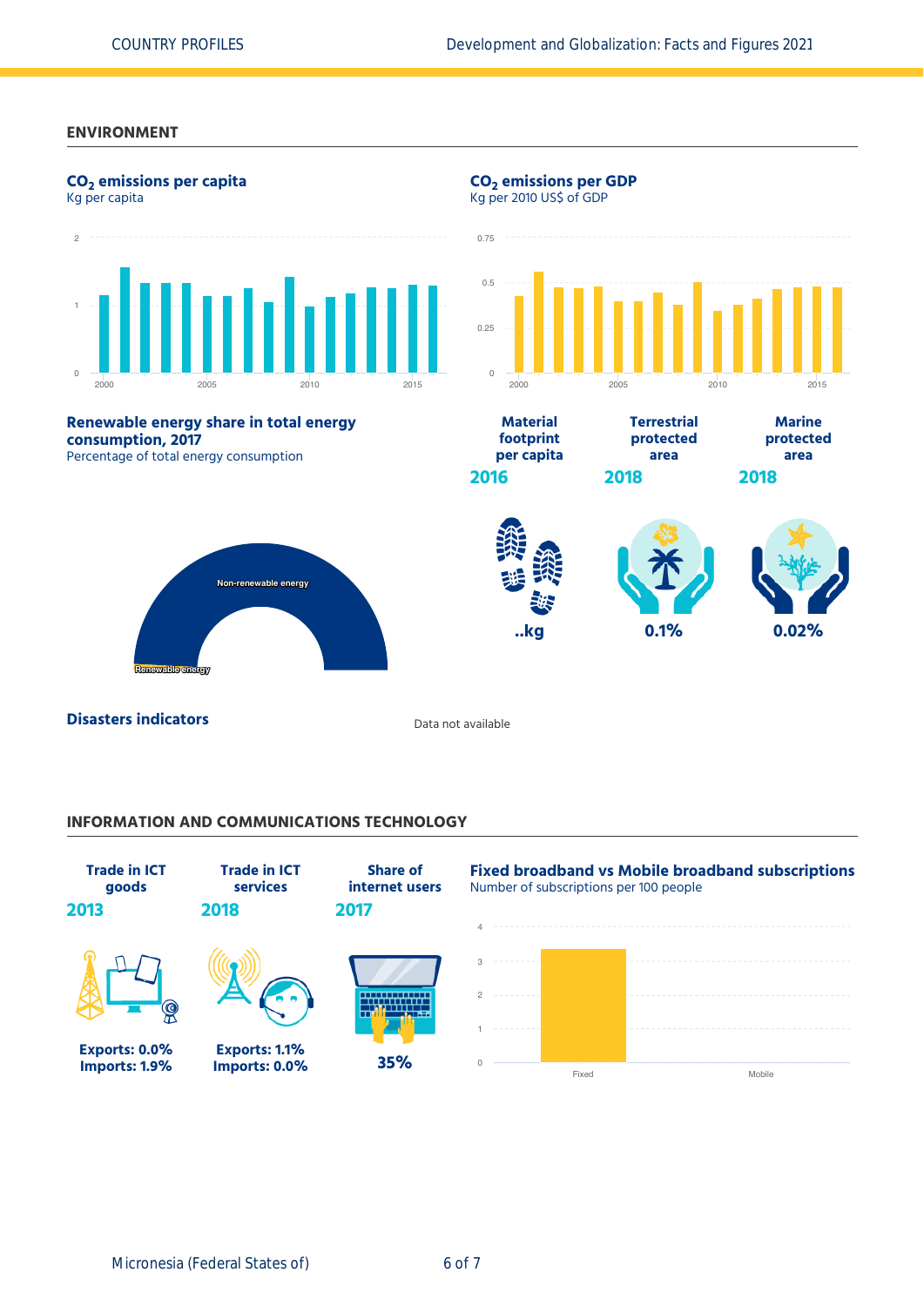## ENVIRONMENT

**$CO_2$ emissions per capita**
Kg per capita

**$CO_2$ emissions per GDP**
Kg per 2010 US$ of GDP

**Renewable energy share in total energy consumption, 2017**
Percentage of total energy consumption

Non-renewable energy

Renewable energy

| Material footprint per capita | Terrestrial protected area | Marine protected area |
|---|---|---|
| 2016 | 2018 | 2018 |
| ..kg | 0.1% | 0.02% |

**Disasters indicators**

Data not available

## INFORMATION AND COMMUNICATIONS TECHNOLOGY

| Trade in ICT goods | Trade in ICT services | Share of internet users |
|---|---|---|
| 2013 | 2018 | 2017 |
| Exports: 0.0%<br>Imports: 1.9% | Exports: 1.1%<br>Imports: 0.0% | 35% |

**Fixed broadband vs Mobile broadband subscriptions**
Number of subscriptions per 100 people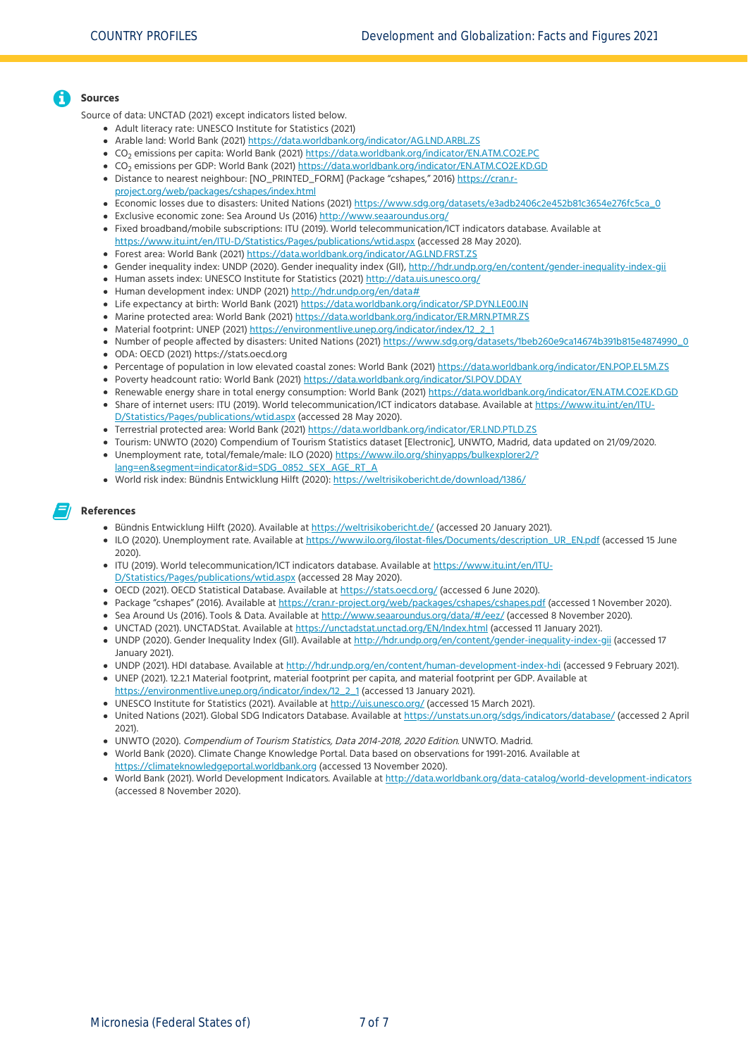## Sources

Source of data: UNCTAD (2021) except indicators listed below.

- Adult literacy rate: UNESCO Institute for Statistics (2021)
- Arable land: World Bank (2021) https://data.worldbank.org/indicator/AG.LND.ARBL.ZS
- $CO_2$ emissions per capita: World Bank (2021) https://data.worldbank.org/indicator/EN.ATM.CO2E.PC
- $CO_2$ emissions per GDP: World Bank (2021) https://data.worldbank.org/indicator/EN.ATM.CO2E.KD.GD
- Distance to nearest neighbour: [NO_PRINTED_FORM] (Package "cshapes," 2016) https://cran.r-project.org/web/packages/cshapes/index.html
- Economic losses due to disasters: United Nations (2021) https://www.sdg.org/datasets/e3adb2406c2e452b81c3654e276fc5ca_0
- Exclusive economic zone: Sea Around Us (2016) http://www.seaaroundus.org/
- Fixed broadband/mobile subscriptions: ITU (2019). World telecommunication/ICT indicators database. Available at https://www.itu.int/en/ITU-D/Statistics/Pages/publications/wtid.aspx (accessed 28 May 2020).
- Forest area: World Bank (2021) https://data.worldbank.org/indicator/AG.LND.FRST.ZS
- Gender inequality index: UNDP (2020). Gender inequality index (GII), http://hdr.undp.org/en/content/gender-inequality-index-gii
- Human assets index: UNESCO Institute for Statistics (2021) http://data.uis.unesco.org/
- Human development index: UNDP (2021) http://hdr.undp.org/en/data#
- Life expectancy at birth: World Bank (2021) https://data.worldbank.org/indicator/SP.DYN.LE00.IN
- Marine protected area: World Bank (2021) https://data.worldbank.org/indicator/ER.MRN.PTMR.ZS
- Material footprint: UNEP (2021) https://environmentlive.unep.org/indicator/index/12_2_1
- Number of people affected by disasters: United Nations (2021) https://www.sdg.org/datasets/1beb260e9ca14674b391b815e4874990_0
- ODA: OECD (2021) https://stats.oecd.org
- Percentage of population in low elevated coastal zones: World Bank (2021) https://data.worldbank.org/indicator/EN.POP.EL5M.ZS
- Poverty headcount ratio: World Bank (2021) https://data.worldbank.org/indicator/SI.POV.DDAY
- Renewable energy share in total energy consumption: World Bank (2021) https://data.worldbank.org/indicator/EN.ATM.CO2E.KD.GD
- Share of internet users: ITU (2019). World telecommunication/ICT indicators database. Available at https://www.itu.int/en/ITU-D/Statistics/Pages/publications/wtid.aspx (accessed 28 May 2020).
- Terrestrial protected area: World Bank (2021) https://data.worldbank.org/indicator/ER.LND.PTLD.ZS
- Tourism: UNWTO (2020) Compendium of Tourism Statistics dataset [Electronic], UNWTO, Madrid, data updated on 21/09/2020.
- Unemployment rate, total/female/male: ILO (2020) https://www.ilo.org/shinyapps/bulkexplorer2/?lang=en&segment=indicator&id=SDG_0852_SEX_AGE_RT_A
- World risk index: Bündnis Entwicklung Hilft (2020): https://weltrisikobericht.de/download/1386/

## References

- Bündnis Entwicklung Hilft (2020). Available at https://weltrisikobericht.de/ (accessed 20 January 2021).
- ILO (2020). Unemployment rate. Available at https://www.ilo.org/ilostat-files/Documents/description_UR_EN.pdf (accessed 15 June 2020).
- ITU (2019). World telecommunication/ICT indicators database. Available at https://www.itu.int/en/ITU-D/Statistics/Pages/publications/wtid.aspx (accessed 28 May 2020).
- OECD (2021). OECD Statistical Database. Available at https://stats.oecd.org/ (accessed 6 June 2020).
- Package "cshapes" (2016). Available at https://cran.r-project.org/web/packages/cshapes/cshapes.pdf (accessed 1 November 2020).
- Sea Around Us (2016). Tools & Data. Available at http://www.seaaroundus.org/data/#/eez/ (accessed 8 November 2020).
- UNCTAD (2021). UNCTADStat. Available at https://unctadstat.unctad.org/EN/Index.html (accessed 11 January 2021).
- UNDP (2020). Gender Inequality Index (GII). Available at http://hdr.undp.org/en/content/gender-inequality-index-gii (accessed 17 January 2021).
- UNDP (2021). HDI database. Available at http://hdr.undp.org/en/content/human-development-index-hdi (accessed 9 February 2021).
- UNEP (2021). 12.2.1 Material footprint, material footprint per capita, and material footprint per GDP. Available at https://environmentlive.unep.org/indicator/index/12_2_1 (accessed 13 January 2021).
- UNESCO Institute for Statistics (2021). Available at http://uis.unesco.org/ (accessed 15 March 2021).
- United Nations (2021). Global SDG Indicators Database. Available at https://unstats.un.org/sdgs/indicators/database/ (accessed 2 April 2021).
- UNWTO (2020). *Compendium of Tourism Statistics, Data 2014-2018, 2020 Edition*. UNWTO. Madrid.
- World Bank (2020). Climate Change Knowledge Portal. Data based on observations for 1991-2016. Available at https://climateknowledgeportal.worldbank.org (accessed 13 November 2020).
- World Bank (2021). World Development Indicators. Available at http://data.worldbank.org/data-catalog/world-development-indicators (accessed 8 November 2020).